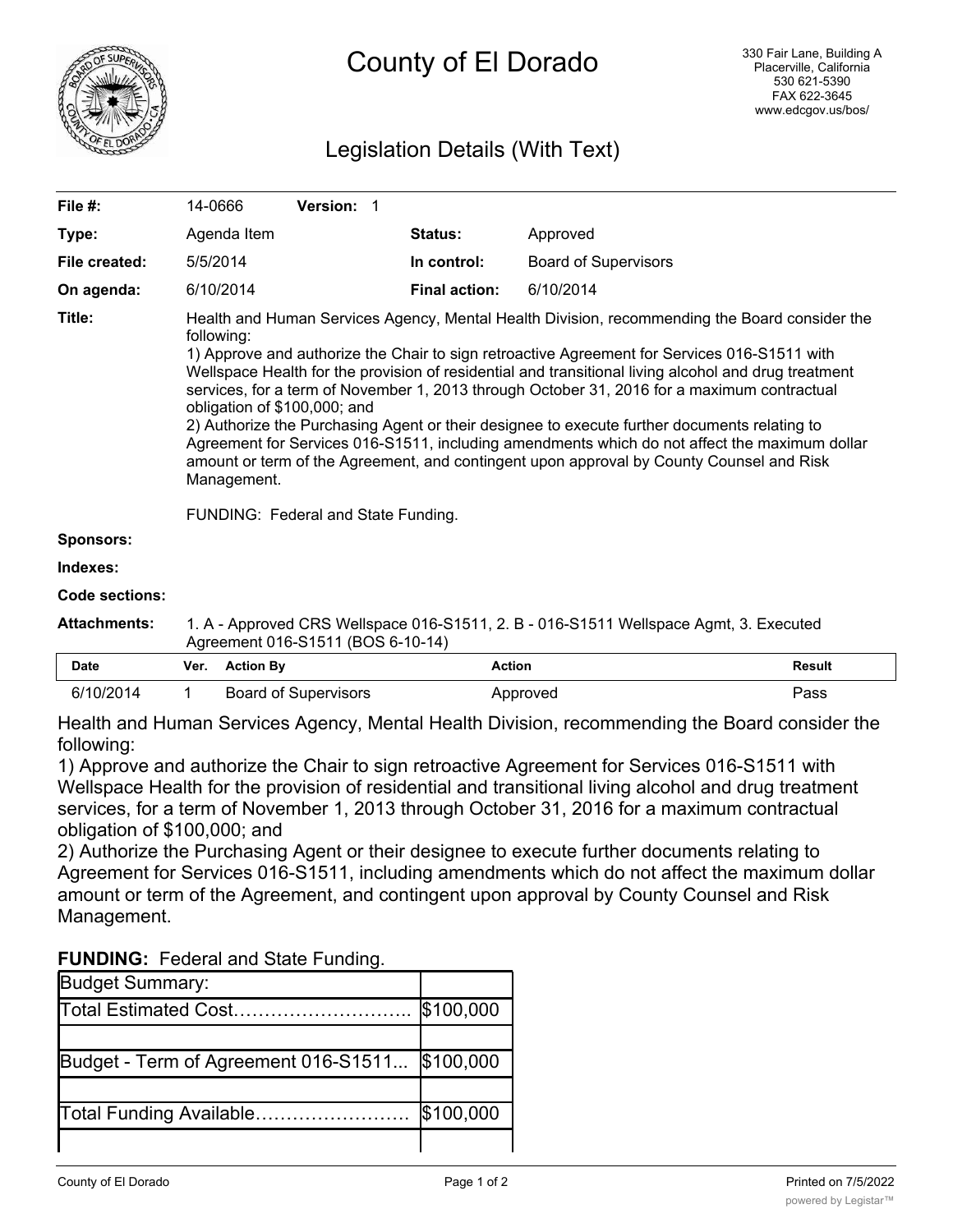# County of El Dorado

330 Fair Lane, Building A
Placerville, California
530 621-5390
FAX 622-3645
www.edcgov.us/bos/

## Legislation Details (With Text)

| | | | |
|---|---|---|---|
| **File #:** | 14-0666 **Version:** 1 | | |
| **Type:** | Agenda Item | **Status:** | Approved |
| **File created:** | 5/5/2014 | **In control:** | Board of Supervisors |
| **On agenda:** | 6/10/2014 | **Final action:** | 6/10/2014 |

**Title:** Health and Human Services Agency, Mental Health Division, recommending the Board consider the following:
1) Approve and authorize the Chair to sign retroactive Agreement for Services 016-S1511 with Wellspace Health for the provision of residential and transitional living alcohol and drug treatment services, for a term of November 1, 2013 through October 31, 2016 for a maximum contractual obligation of $100,000; and
2) Authorize the Purchasing Agent or their designee to execute further documents relating to Agreement for Services 016-S1511, including amendments which do not affect the maximum dollar amount or term of the Agreement, and contingent upon approval by County Counsel and Risk Management.

FUNDING: Federal and State Funding.

**Sponsors:**

**Indexes:**

**Code sections:**

**Attachments:** 1. A - Approved CRS Wellspace 016-S1511, 2. B - 016-S1511 Wellspace Agmt, 3. Executed Agreement 016-S1511 (BOS 6-10-14)

| Date | Ver. | Action By | Action | Result |
|---|---|---|---|---|
| 6/10/2014 | 1 | Board of Supervisors | Approved | Pass |

Health and Human Services Agency, Mental Health Division, recommending the Board consider the following:

1) Approve and authorize the Chair to sign retroactive Agreement for Services 016-S1511 with Wellspace Health for the provision of residential and transitional living alcohol and drug treatment services, for a term of November 1, 2013 through October 31, 2016 for a maximum contractual obligation of $100,000; and

2) Authorize the Purchasing Agent or their designee to execute further documents relating to Agreement for Services 016-S1511, including amendments which do not affect the maximum dollar amount or term of the Agreement, and contingent upon approval by County Counsel and Risk Management.

**FUNDING:** Federal and State Funding.

| Budget Summary: | |
|---|---|
| Total Estimated Cost……………………….. | $100,000 |
| | |
| Budget - Term of Agreement 016-S1511... | $100,000 |
| | |
| Total Funding Available……………………. | $100,000 |
| | |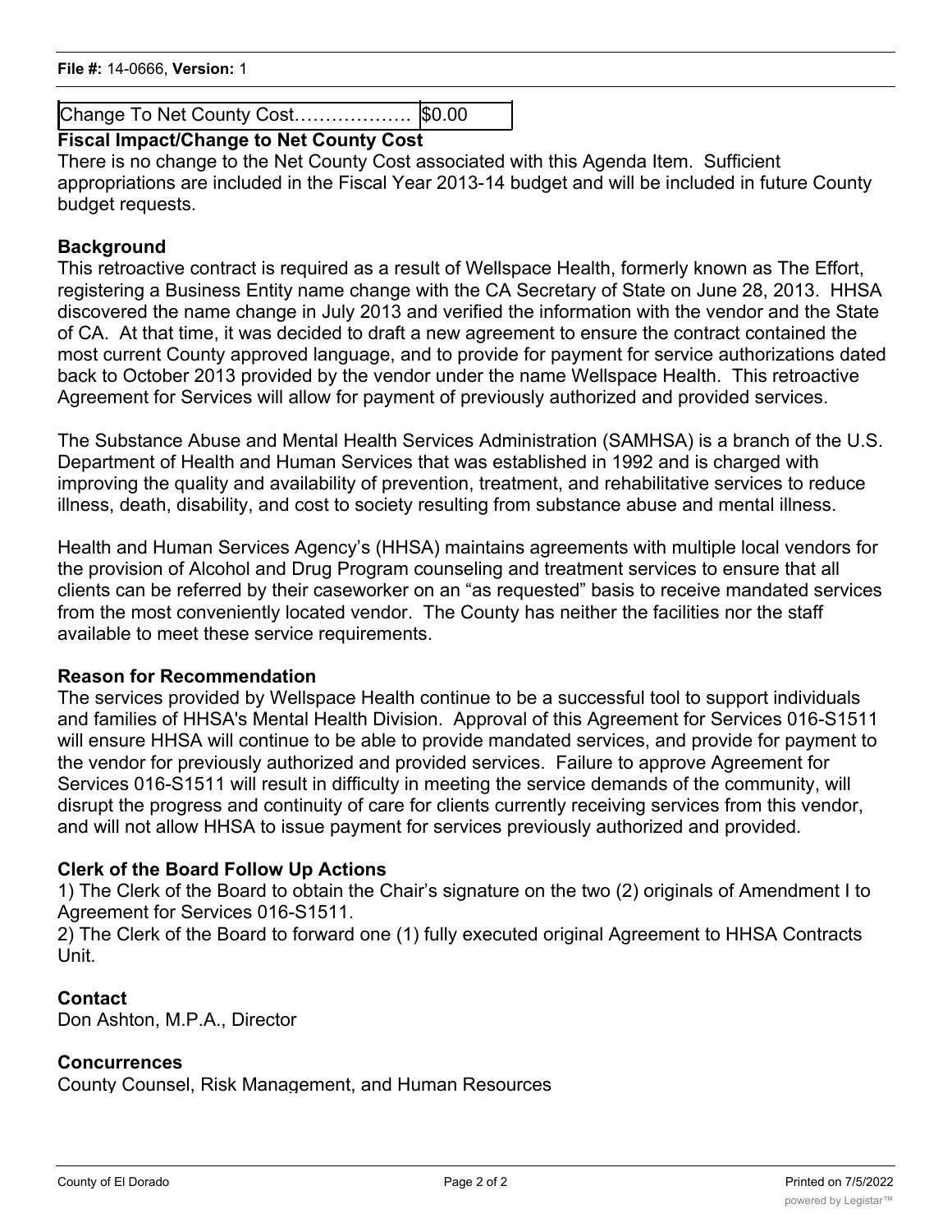**File #:** 14-0666, **Version:** 1

| | |
|---|---|
| Change To Net County Cost………………. | $0.00 |

**Fiscal Impact/Change to Net County Cost**

There is no change to the Net County Cost associated with this Agenda Item. Sufficient appropriations are included in the Fiscal Year 2013-14 budget and will be included in future County budget requests.

**Background**

This retroactive contract is required as a result of Wellspace Health, formerly known as The Effort, registering a Business Entity name change with the CA Secretary of State on June 28, 2013. HHSA discovered the name change in July 2013 and verified the information with the vendor and the State of CA. At that time, it was decided to draft a new agreement to ensure the contract contained the most current County approved language, and to provide for payment for service authorizations dated back to October 2013 provided by the vendor under the name Wellspace Health. This retroactive Agreement for Services will allow for payment of previously authorized and provided services.

The Substance Abuse and Mental Health Services Administration (SAMHSA) is a branch of the U.S. Department of Health and Human Services that was established in 1992 and is charged with improving the quality and availability of prevention, treatment, and rehabilitative services to reduce illness, death, disability, and cost to society resulting from substance abuse and mental illness.

Health and Human Services Agency's (HHSA) maintains agreements with multiple local vendors for the provision of Alcohol and Drug Program counseling and treatment services to ensure that all clients can be referred by their caseworker on an "as requested" basis to receive mandated services from the most conveniently located vendor. The County has neither the facilities nor the staff available to meet these service requirements.

**Reason for Recommendation**

The services provided by Wellspace Health continue to be a successful tool to support individuals and families of HHSA's Mental Health Division. Approval of this Agreement for Services 016-S1511 will ensure HHSA will continue to be able to provide mandated services, and provide for payment to the vendor for previously authorized and provided services. Failure to approve Agreement for Services 016-S1511 will result in difficulty in meeting the service demands of the community, will disrupt the progress and continuity of care for clients currently receiving services from this vendor, and will not allow HHSA to issue payment for services previously authorized and provided.

**Clerk of the Board Follow Up Actions**

1) The Clerk of the Board to obtain the Chair's signature on the two (2) originals of Amendment I to Agreement for Services 016-S1511.
2) The Clerk of the Board to forward one (1) fully executed original Agreement to HHSA Contracts Unit.

**Contact**

Don Ashton, M.P.A., Director

**Concurrences**

County Counsel, Risk Management, and Human Resources